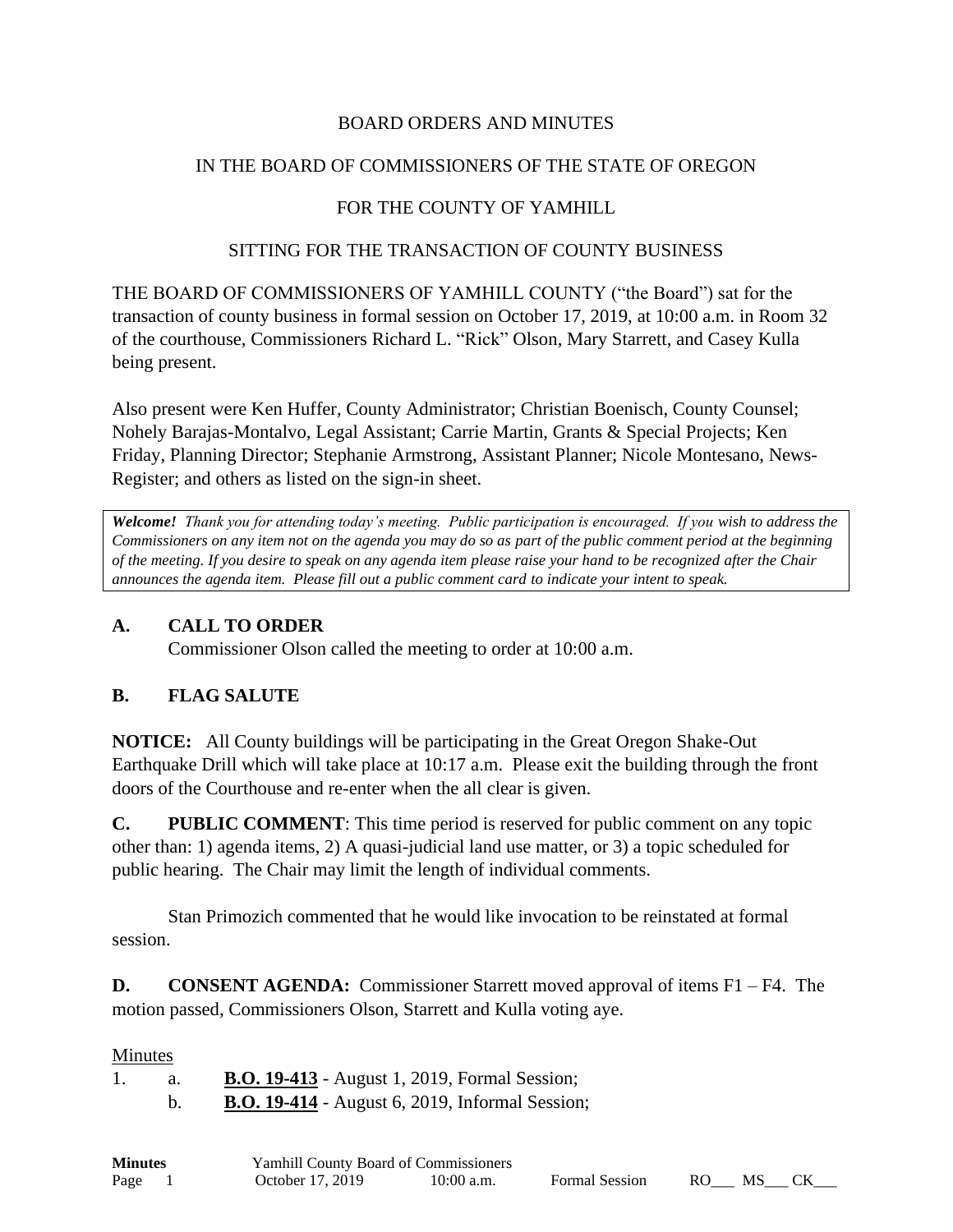BOARD ORDERS AND MINUTES

IN THE BOARD OF COMMISSIONERS OF THE STATE OF OREGON

FOR THE COUNTY OF YAMHILL

SITTING FOR THE TRANSACTION OF COUNTY BUSINESS

THE BOARD OF COMMISSIONERS OF YAMHILL COUNTY ("the Board") sat for the transaction of county business in formal session on October 17, 2019, at 10:00 a.m. in Room 32 of the courthouse, Commissioners Richard L. "Rick" Olson, Mary Starrett, and Casey Kulla being present.

Also present were Ken Huffer, County Administrator; Christian Boenisch, County Counsel; Nohely Barajas-Montalvo, Legal Assistant; Carrie Martin, Grants & Special Projects; Ken Friday, Planning Director; Stephanie Armstrong, Assistant Planner; Nicole Montesano, News-Register; and others as listed on the sign-in sheet.

> ***Welcome!*** *Thank you for attending today's meeting. Public participation is encouraged. If you wish to address the Commissioners on any item not on the agenda you may do so as part of the public comment period at the beginning of the meeting. If you desire to speak on any agenda item please raise your hand to be recognized after the Chair announces the agenda item. Please fill out a public comment card to indicate your intent to speak.*

**A. CALL TO ORDER**

Commissioner Olson called the meeting to order at 10:00 a.m.

**B. FLAG SALUTE**

**NOTICE:** All County buildings will be participating in the Great Oregon Shake-Out Earthquake Drill which will take place at 10:17 a.m. Please exit the building through the front doors of the Courthouse and re-enter when the all clear is given.

**C. PUBLIC COMMENT**: This time period is reserved for public comment on any topic other than: 1) agenda items, 2) A quasi-judicial land use matter, or 3) a topic scheduled for public hearing. The Chair may limit the length of individual comments.

Stan Primozich commented that he would like invocation to be reinstated at formal session.

**D. CONSENT AGENDA:** Commissioner Starrett moved approval of items F1 – F4. The motion passed, Commissioners Olson, Starrett and Kulla voting aye.

Minutes

1. a. **B.O. 19-413** - August 1, 2019, Formal Session;
   b. **B.O. 19-414** - August 6, 2019, Informal Session;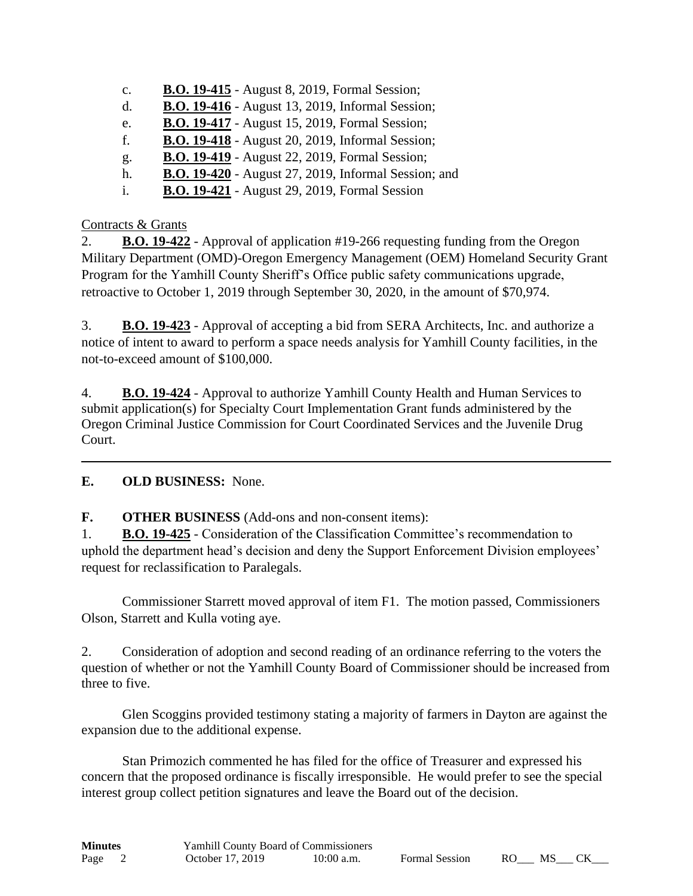c. **B.O. 19-415** - August 8, 2019, Formal Session;
d. **B.O. 19-416** - August 13, 2019, Informal Session;
e. **B.O. 19-417** - August 15, 2019, Formal Session;
f. **B.O. 19-418** - August 20, 2019, Informal Session;
g. **B.O. 19-419** - August 22, 2019, Formal Session;
h. **B.O. 19-420** - August 27, 2019, Informal Session; and
i. **B.O. 19-421** - August 29, 2019, Formal Session

Contracts & Grants

2. **B.O. 19-422** - Approval of application #19-266 requesting funding from the Oregon Military Department (OMD)-Oregon Emergency Management (OEM) Homeland Security Grant Program for the Yamhill County Sheriff's Office public safety communications upgrade, retroactive to October 1, 2019 through September 30, 2020, in the amount of $70,974.

3. **B.O. 19-423** - Approval of accepting a bid from SERA Architects, Inc. and authorize a notice of intent to award to perform a space needs analysis for Yamhill County facilities, in the not-to-exceed amount of $100,000.

4. **B.O. 19-424** - Approval to authorize Yamhill County Health and Human Services to submit application(s) for Specialty Court Implementation Grant funds administered by the Oregon Criminal Justice Commission for Court Coordinated Services and the Juvenile Drug Court.

---

**E. OLD BUSINESS:** None.

**F. OTHER BUSINESS** (Add-ons and non-consent items):

1. **B.O. 19-425** - Consideration of the Classification Committee's recommendation to uphold the department head's decision and deny the Support Enforcement Division employees' request for reclassification to Paralegals.

Commissioner Starrett moved approval of item F1. The motion passed, Commissioners Olson, Starrett and Kulla voting aye.

2. Consideration of adoption and second reading of an ordinance referring to the voters the question of whether or not the Yamhill County Board of Commissioner should be increased from three to five.

Glen Scoggins provided testimony stating a majority of farmers in Dayton are against the expansion due to the additional expense.

Stan Primozich commented he has filed for the office of Treasurer and expressed his concern that the proposed ordinance is fiscally irresponsible. He would prefer to see the special interest group collect petition signatures and leave the Board out of the decision.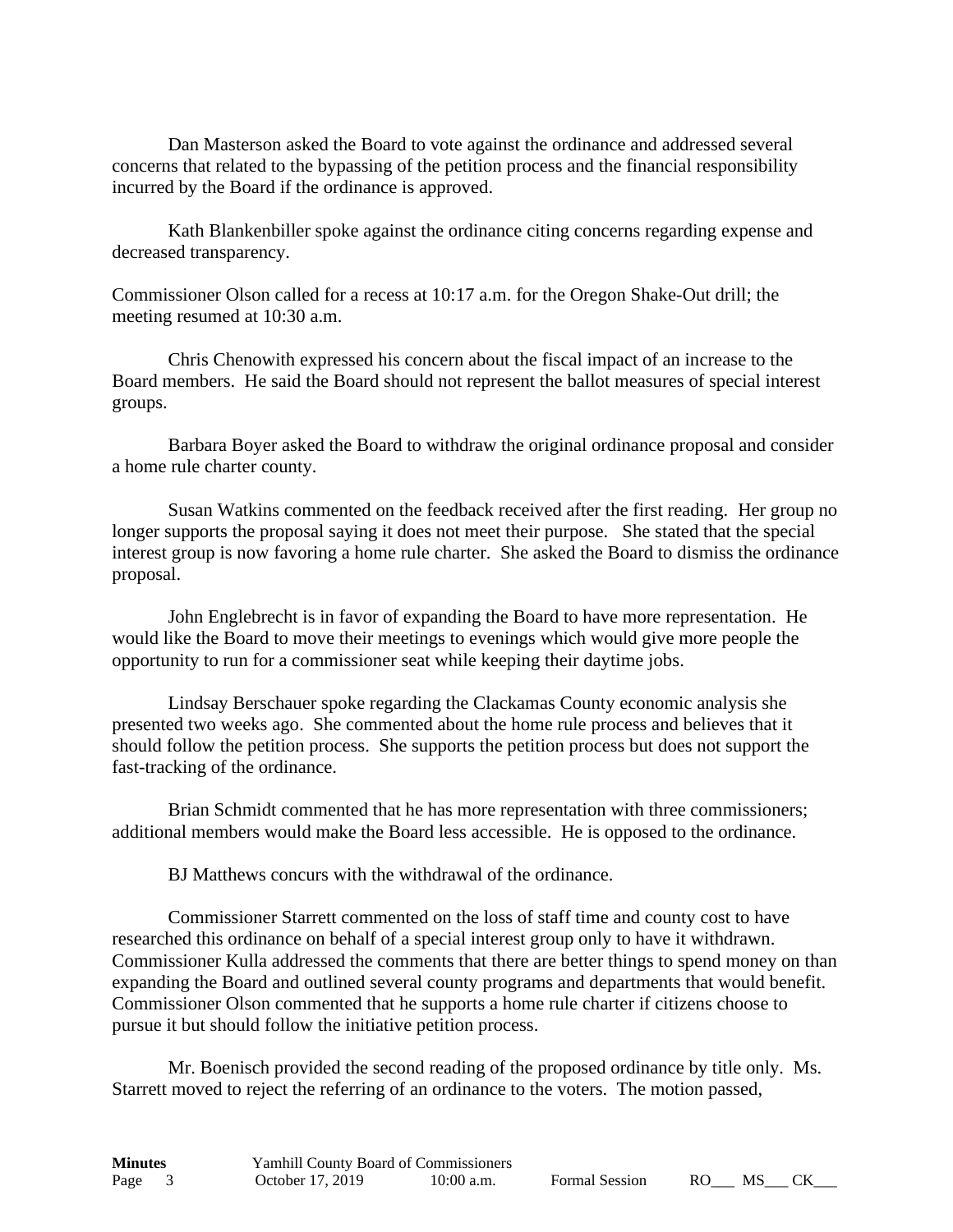Dan Masterson asked the Board to vote against the ordinance and addressed several concerns that related to the bypassing of the petition process and the financial responsibility incurred by the Board if the ordinance is approved.

Kath Blankenbiller spoke against the ordinance citing concerns regarding expense and decreased transparency.

Commissioner Olson called for a recess at 10:17 a.m. for the Oregon Shake-Out drill; the meeting resumed at 10:30 a.m.

Chris Chenowith expressed his concern about the fiscal impact of an increase to the Board members. He said the Board should not represent the ballot measures of special interest groups.

Barbara Boyer asked the Board to withdraw the original ordinance proposal and consider a home rule charter county.

Susan Watkins commented on the feedback received after the first reading. Her group no longer supports the proposal saying it does not meet their purpose. She stated that the special interest group is now favoring a home rule charter. She asked the Board to dismiss the ordinance proposal.

John Englebrecht is in favor of expanding the Board to have more representation. He would like the Board to move their meetings to evenings which would give more people the opportunity to run for a commissioner seat while keeping their daytime jobs.

Lindsay Berschauer spoke regarding the Clackamas County economic analysis she presented two weeks ago. She commented about the home rule process and believes that it should follow the petition process. She supports the petition process but does not support the fast-tracking of the ordinance.

Brian Schmidt commented that he has more representation with three commissioners; additional members would make the Board less accessible. He is opposed to the ordinance.

BJ Matthews concurs with the withdrawal of the ordinance.

Commissioner Starrett commented on the loss of staff time and county cost to have researched this ordinance on behalf of a special interest group only to have it withdrawn. Commissioner Kulla addressed the comments that there are better things to spend money on than expanding the Board and outlined several county programs and departments that would benefit. Commissioner Olson commented that he supports a home rule charter if citizens choose to pursue it but should follow the initiative petition process.

Mr. Boenisch provided the second reading of the proposed ordinance by title only. Ms. Starrett moved to reject the referring of an ordinance to the voters. The motion passed,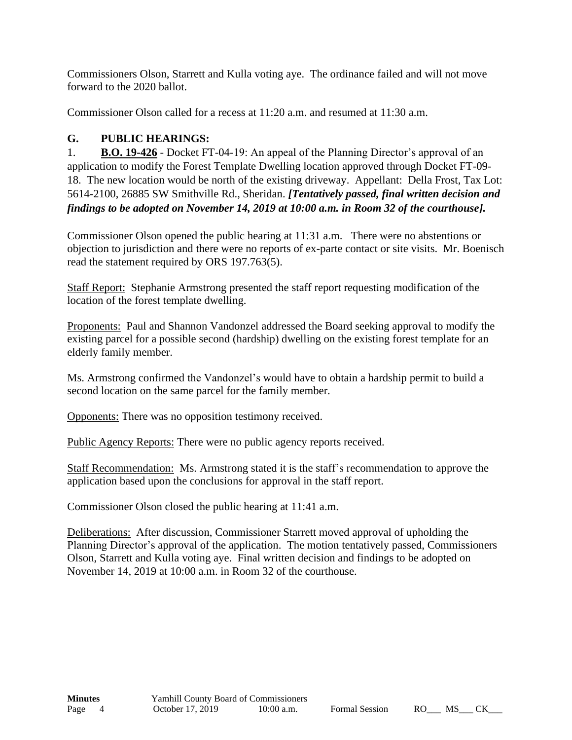Commissioners Olson, Starrett and Kulla voting aye. The ordinance failed and will not move forward to the 2020 ballot.

Commissioner Olson called for a recess at 11:20 a.m. and resumed at 11:30 a.m.

## G. PUBLIC HEARINGS:

1. **B.O. 19-426** - Docket FT-04-19: An appeal of the Planning Director's approval of an application to modify the Forest Template Dwelling location approved through Docket FT-09-18. The new location would be north of the existing driveway. Appellant: Della Frost, Tax Lot: 5614-2100, 26885 SW Smithville Rd., Sheridan. ***[Tentatively passed, final written decision and findings to be adopted on November 14, 2019 at 10:00 a.m. in Room 32 of the courthouse].***

Commissioner Olson opened the public hearing at 11:31 a.m. There were no abstentions or objection to jurisdiction and there were no reports of ex-parte contact or site visits. Mr. Boenisch read the statement required by ORS 197.763(5).

Staff Report: Stephanie Armstrong presented the staff report requesting modification of the location of the forest template dwelling.

Proponents: Paul and Shannon Vandonzel addressed the Board seeking approval to modify the existing parcel for a possible second (hardship) dwelling on the existing forest template for an elderly family member.

Ms. Armstrong confirmed the Vandonzel's would have to obtain a hardship permit to build a second location on the same parcel for the family member.

Opponents: There was no opposition testimony received.

Public Agency Reports: There were no public agency reports received.

Staff Recommendation: Ms. Armstrong stated it is the staff's recommendation to approve the application based upon the conclusions for approval in the staff report.

Commissioner Olson closed the public hearing at 11:41 a.m.

Deliberations: After discussion, Commissioner Starrett moved approval of upholding the Planning Director's approval of the application. The motion tentatively passed, Commissioners Olson, Starrett and Kulla voting aye. Final written decision and findings to be adopted on November 14, 2019 at 10:00 a.m. in Room 32 of the courthouse.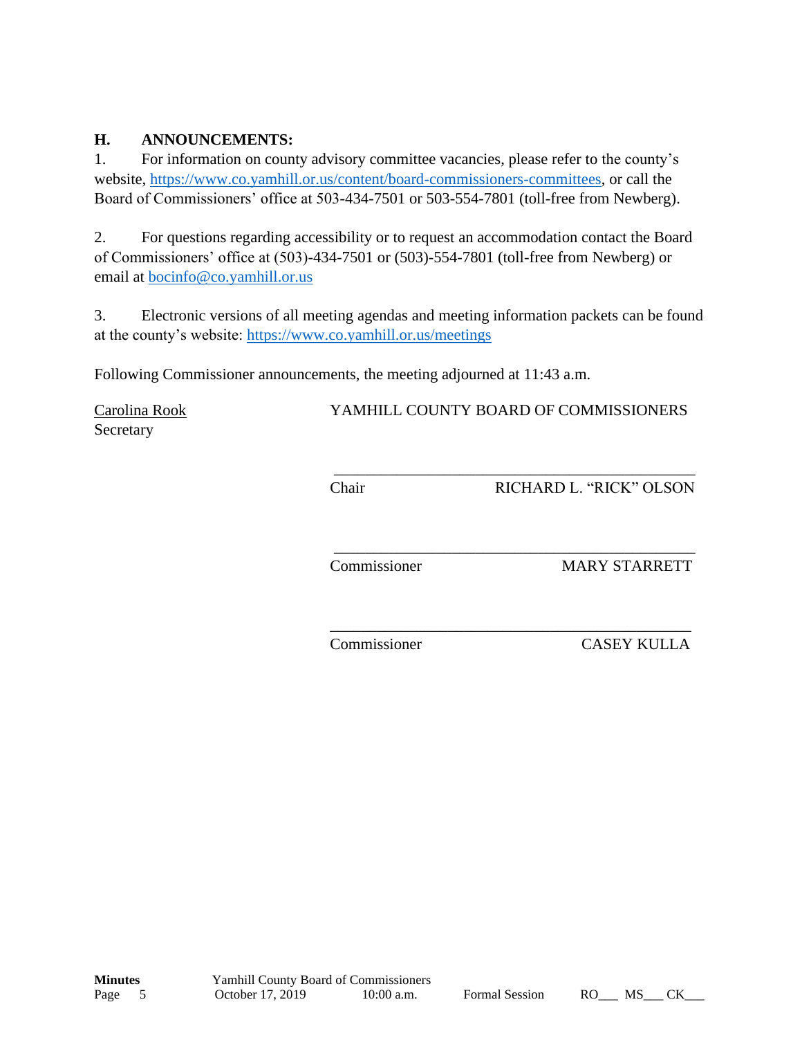## H. ANNOUNCEMENTS:

1. For information on county advisory committee vacancies, please refer to the county's website, https://www.co.yamhill.or.us/content/board-commissioners-committees, or call the Board of Commissioners' office at 503-434-7501 or 503-554-7801 (toll-free from Newberg).

2. For questions regarding accessibility or to request an accommodation contact the Board of Commissioners' office at (503)-434-7501 or (503)-554-7801 (toll-free from Newberg) or email at bocinfo@co.yamhill.or.us

3. Electronic versions of all meeting agendas and meeting information packets can be found at the county's website: https://www.co.yamhill.or.us/meetings

Following Commissioner announcements, the meeting adjourned at 11:43 a.m.

Carolina Rook
Secretary

YAMHILL COUNTY BOARD OF COMMISSIONERS

_______________________________________________
Chair RICHARD L. "RICK" OLSON

_______________________________________________
Commissioner MARY STARRETT

_______________________________________________
Commissioner CASEY KULLA